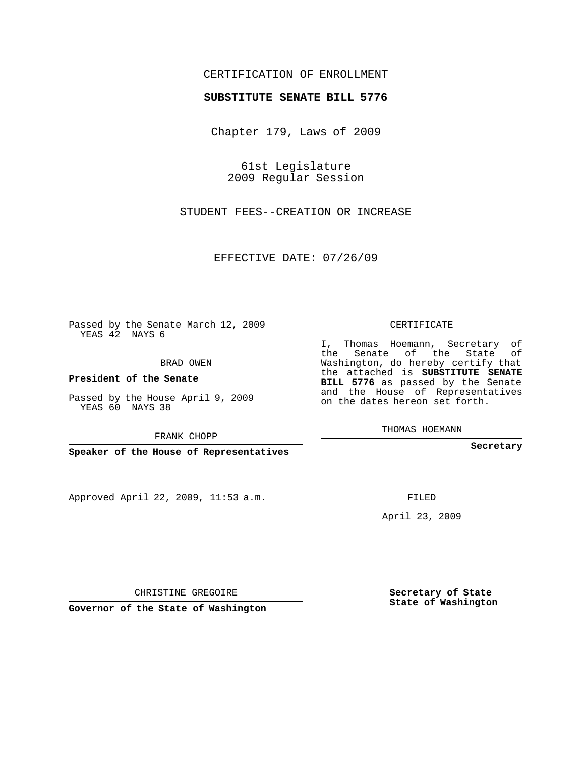CERTIFICATION OF ENROLLMENT

**SUBSTITUTE SENATE BILL 5776**

Chapter 179, Laws of 2009

61st Legislature
2009 Regular Session

STUDENT FEES--CREATION OR INCREASE

EFFECTIVE DATE: 07/26/09

Passed by the Senate March 12, 2009
YEAS 42 NAYS 6

BRAD OWEN

**President of the Senate**

Passed by the House April 9, 2009
YEAS 60 NAYS 38

FRANK CHOPP

**Speaker of the House of Representatives**

CERTIFICATE

I, Thomas Hoemann, Secretary of the Senate of the State of Washington, do hereby certify that the attached is **SUBSTITUTE SENATE BILL 5776** as passed by the Senate and the House of Representatives on the dates hereon set forth.

THOMAS HOEMANN

**Secretary**

Approved April 22, 2009, 11:53 a.m.

FILED

April 23, 2009

CHRISTINE GREGOIRE

**Governor of the State of Washington**

**Secretary of State**
**State of Washington**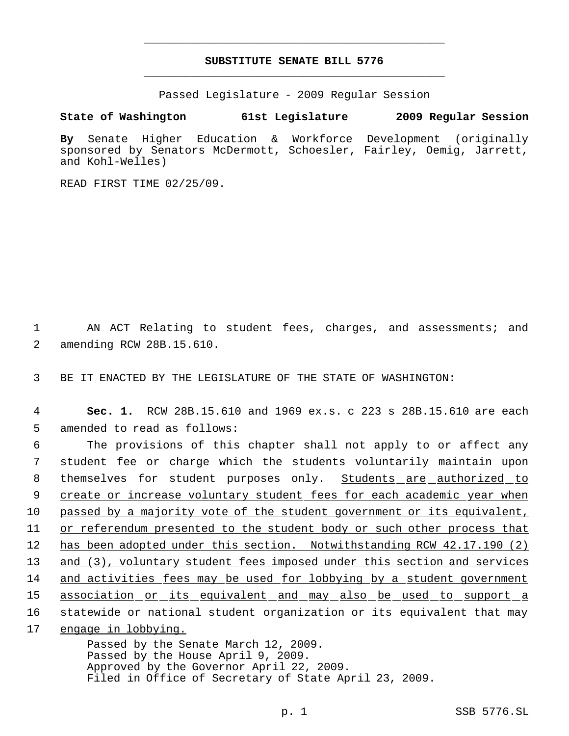# SUBSTITUTE SENATE BILL 5776

Passed Legislature - 2009 Regular Session

**State of Washington 61st Legislature 2009 Regular Session**

**By** Senate Higher Education & Workforce Development (originally sponsored by Senators McDermott, Schoesler, Fairley, Oemig, Jarrett, and Kohl-Welles)

READ FIRST TIME 02/25/09.

AN ACT Relating to student fees, charges, and assessments; and amending RCW 28B.15.610.

BE IT ENACTED BY THE LEGISLATURE OF THE STATE OF WASHINGTON:

**Sec. 1.** RCW 28B.15.610 and 1969 ex.s. c 223 s 28B.15.610 are each amended to read as follows:

The provisions of this chapter shall not apply to or affect any student fee or charge which the students voluntarily maintain upon themselves for student purposes only. <u>Students are authorized to create or increase voluntary student fees for each academic year when passed by a majority vote of the student government or its equivalent, or referendum presented to the student body or such other process that has been adopted under this section. Notwithstanding RCW 42.17.190 (2) and (3), voluntary student fees imposed under this section and services and activities fees may be used for lobbying by a student government association or its equivalent and may also be used to support a statewide or national student organization or its equivalent that may engage in lobbying.</u>

Passed by the Senate March 12, 2009.
Passed by the House April 9, 2009.
Approved by the Governor April 22, 2009.
Filed in Office of Secretary of State April 23, 2009.